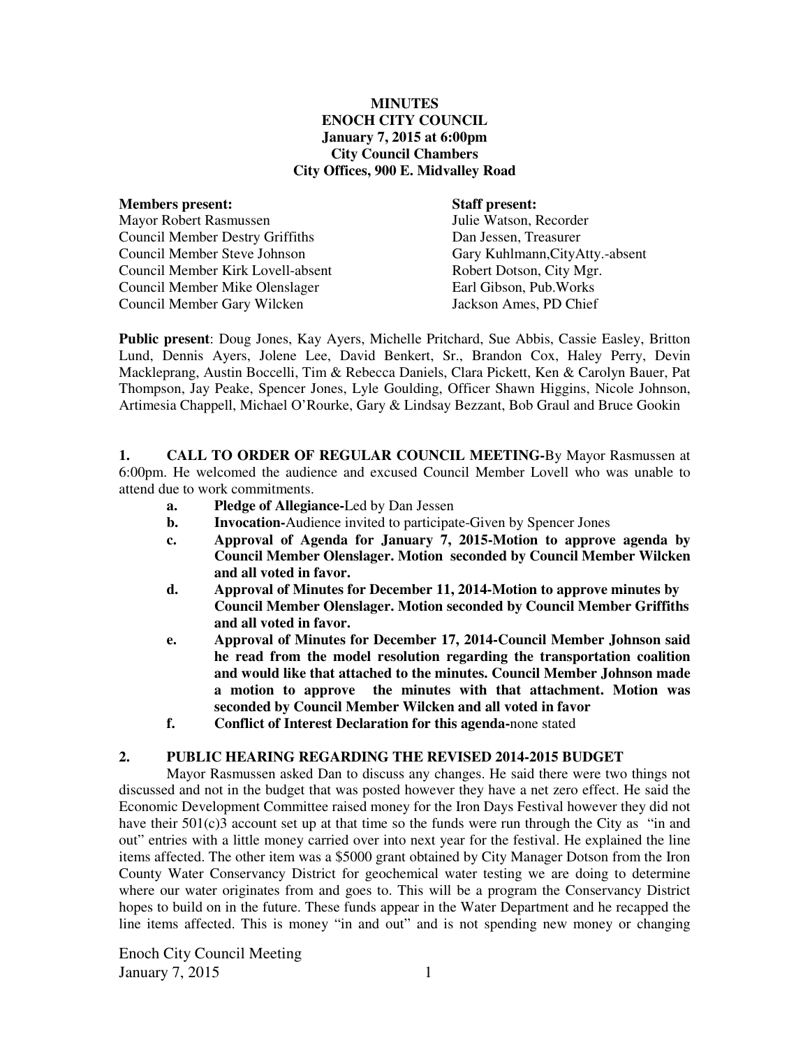**MINUTES**
**ENOCH CITY COUNCIL**
**January 7, 2015 at 6:00pm**
**City Council Chambers**
**City Offices, 900 E. Midvalley Road**

| **Members present:** | **Staff present:** |
|---|---|
| Mayor Robert Rasmussen | Julie Watson, Recorder |
| Council Member Destry Griffiths | Dan Jessen, Treasurer |
| Council Member Steve Johnson | Gary Kuhlmann,CityAtty.-absent |
| Council Member Kirk Lovell-absent | Robert Dotson, City Mgr. |
| Council Member Mike Olenslager | Earl Gibson, Pub.Works |
| Council Member Gary Wilcken | Jackson Ames, PD Chief |

**Public present**: Doug Jones, Kay Ayers, Michelle Pritchard, Sue Abbis, Cassie Easley, Britton Lund, Dennis Ayers, Jolene Lee, David Benkert, Sr., Brandon Cox, Haley Perry, Devin Mackleprang, Austin Boccelli, Tim & Rebecca Daniels, Clara Pickett, Ken & Carolyn Bauer, Pat Thompson, Jay Peake, Spencer Jones, Lyle Goulding, Officer Shawn Higgins, Nicole Johnson, Artimesia Chappell, Michael O'Rourke, Gary & Lindsay Bezzant, Bob Graul and Bruce Gookin

**1. CALL TO ORDER OF REGULAR COUNCIL MEETING-**By Mayor Rasmussen at 6:00pm. He welcomed the audience and excused Council Member Lovell who was unable to attend due to work commitments.

a. **Pledge of Allegiance-**Led by Dan Jessen

b. **Invocation-**Audience invited to participate-Given by Spencer Jones

c. **Approval of Agenda for January 7, 2015-Motion to approve agenda by Council Member Olenslager. Motion seconded by Council Member Wilcken and all voted in favor.**

d. **Approval of Minutes for December 11, 2014-Motion to approve minutes by Council Member Olenslager. Motion seconded by Council Member Griffiths and all voted in favor.**

e. **Approval of Minutes for December 17, 2014-Council Member Johnson said he read from the model resolution regarding the transportation coalition and would like that attached to the minutes. Council Member Johnson made a motion to approve the minutes with that attachment. Motion was seconded by Council Member Wilcken and all voted in favor**

f. **Conflict of Interest Declaration for this agenda-**none stated

**2. PUBLIC HEARING REGARDING THE REVISED 2014-2015 BUDGET**

Mayor Rasmussen asked Dan to discuss any changes. He said there were two things not discussed and not in the budget that was posted however they have a net zero effect. He said the Economic Development Committee raised money for the Iron Days Festival however they did not have their 501(c)3 account set up at that time so the funds were run through the City as "in and out" entries with a little money carried over into next year for the festival. He explained the line items affected. The other item was a $5000 grant obtained by City Manager Dotson from the Iron County Water Conservancy District for geochemical water testing we are doing to determine where our water originates from and goes to. This will be a program the Conservancy District hopes to build on in the future. These funds appear in the Water Department and he recapped the line items affected. This is money "in and out" and is not spending new money or changing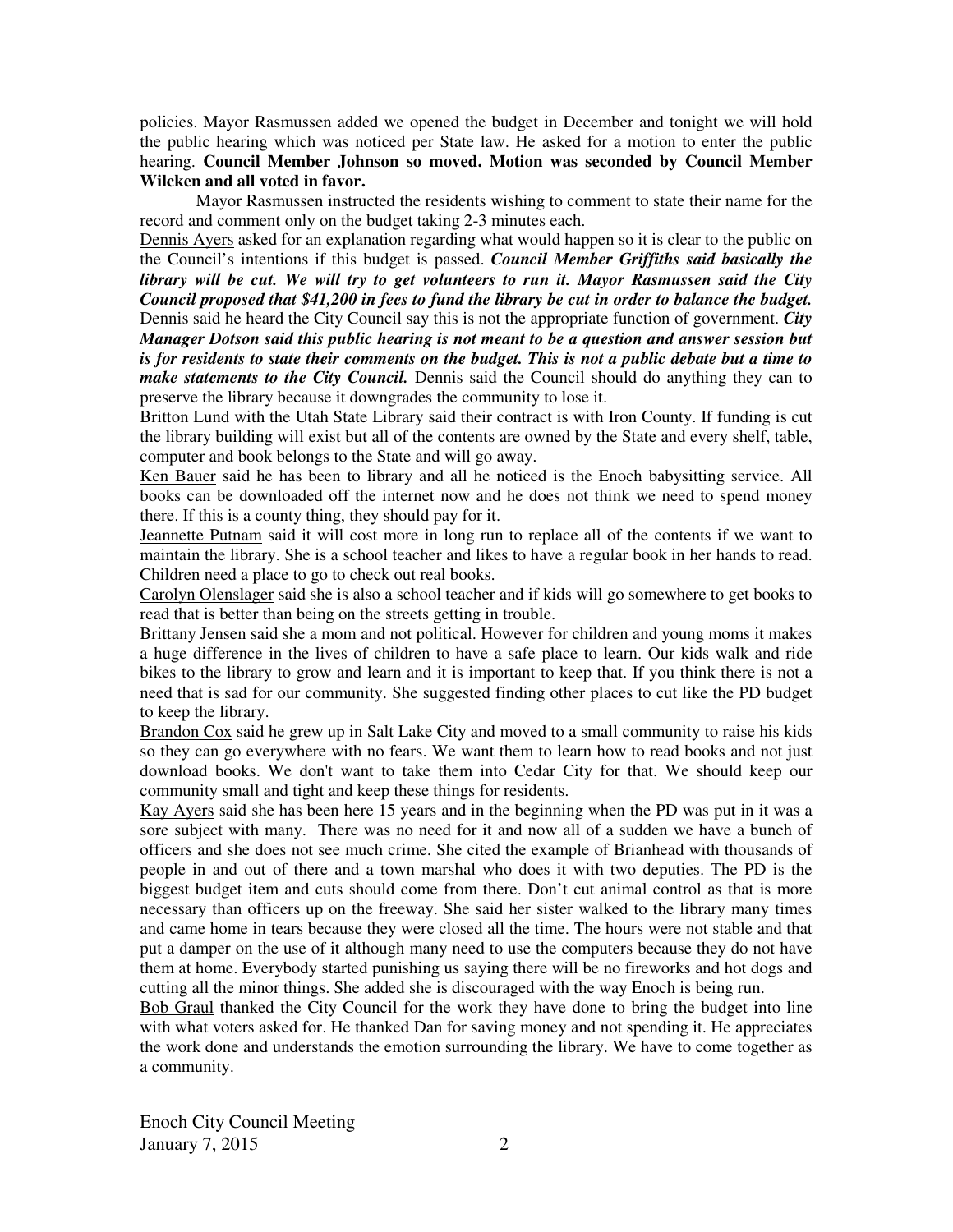policies. Mayor Rasmussen added we opened the budget in December and tonight we will hold the public hearing which was noticed per State law. He asked for a motion to enter the public hearing. **Council Member Johnson so moved. Motion was seconded by Council Member Wilcken and all voted in favor.**

Mayor Rasmussen instructed the residents wishing to comment to state their name for the record and comment only on the budget taking 2-3 minutes each.

Dennis Ayers asked for an explanation regarding what would happen so it is clear to the public on the Council's intentions if this budget is passed. ***Council Member Griffiths said basically the library will be cut. We will try to get volunteers to run it. Mayor Rasmussen said the City Council proposed that $41,200 in fees to fund the library be cut in order to balance the budget.*** Dennis said he heard the City Council say this is not the appropriate function of government. ***City Manager Dotson said this public hearing is not meant to be a question and answer session but is for residents to state their comments on the budget. This is not a public debate but a time to make statements to the City Council.*** Dennis said the Council should do anything they can to preserve the library because it downgrades the community to lose it.

Britton Lund with the Utah State Library said their contract is with Iron County. If funding is cut the library building will exist but all of the contents are owned by the State and every shelf, table, computer and book belongs to the State and will go away.

Ken Bauer said he has been to library and all he noticed is the Enoch babysitting service. All books can be downloaded off the internet now and he does not think we need to spend money there. If this is a county thing, they should pay for it.

Jeannette Putnam said it will cost more in long run to replace all of the contents if we want to maintain the library. She is a school teacher and likes to have a regular book in her hands to read. Children need a place to go to check out real books.

Carolyn Olenslager said she is also a school teacher and if kids will go somewhere to get books to read that is better than being on the streets getting in trouble.

Brittany Jensen said she a mom and not political. However for children and young moms it makes a huge difference in the lives of children to have a safe place to learn. Our kids walk and ride bikes to the library to grow and learn and it is important to keep that. If you think there is not a need that is sad for our community. She suggested finding other places to cut like the PD budget to keep the library.

Brandon Cox said he grew up in Salt Lake City and moved to a small community to raise his kids so they can go everywhere with no fears. We want them to learn how to read books and not just download books. We don't want to take them into Cedar City for that. We should keep our community small and tight and keep these things for residents.

Kay Ayers said she has been here 15 years and in the beginning when the PD was put in it was a sore subject with many. There was no need for it and now all of a sudden we have a bunch of officers and she does not see much crime. She cited the example of Brianhead with thousands of people in and out of there and a town marshal who does it with two deputies. The PD is the biggest budget item and cuts should come from there. Don't cut animal control as that is more necessary than officers up on the freeway. She said her sister walked to the library many times and came home in tears because they were closed all the time. The hours were not stable and that put a damper on the use of it although many need to use the computers because they do not have them at home. Everybody started punishing us saying there will be no fireworks and hot dogs and cutting all the minor things. She added she is discouraged with the way Enoch is being run.

Bob Graul thanked the City Council for the work they have done to bring the budget into line with what voters asked for. He thanked Dan for saving money and not spending it. He appreciates the work done and understands the emotion surrounding the library. We have to come together as a community.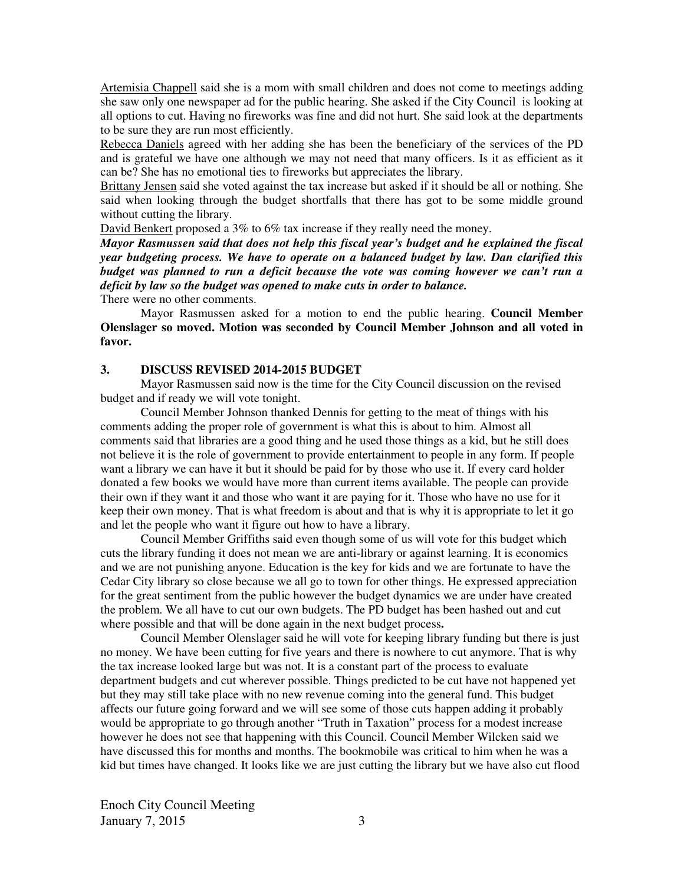<u>Artemisia Chappell</u> said she is a mom with small children and does not come to meetings adding she saw only one newspaper ad for the public hearing. She asked if the City Council is looking at all options to cut. Having no fireworks was fine and did not hurt. She said look at the departments to be sure they are run most efficiently.

<u>Rebecca Daniels</u> agreed with her adding she has been the beneficiary of the services of the PD and is grateful we have one although we may not need that many officers. Is it as efficient as it can be? She has no emotional ties to fireworks but appreciates the library.

<u>Brittany Jensen</u> said she voted against the tax increase but asked if it should be all or nothing. She said when looking through the budget shortfalls that there has got to be some middle ground without cutting the library.

<u>David Benkert</u> proposed a 3% to 6% tax increase if they really need the money.

***Mayor Rasmussen said that does not help this fiscal year's budget and he explained the fiscal year budgeting process. We have to operate on a balanced budget by law. Dan clarified this budget was planned to run a deficit because the vote was coming however we can't run a deficit by law so the budget was opened to make cuts in order to balance.***

There were no other comments.

Mayor Rasmussen asked for a motion to end the public hearing. **Council Member Olenslager so moved. Motion was seconded by Council Member Johnson and all voted in favor.**

### 3. DISCUSS REVISED 2014-2015 BUDGET

Mayor Rasmussen said now is the time for the City Council discussion on the revised budget and if ready we will vote tonight.

Council Member Johnson thanked Dennis for getting to the meat of things with his comments adding the proper role of government is what this is about to him. Almost all comments said that libraries are a good thing and he used those things as a kid, but he still does not believe it is the role of government to provide entertainment to people in any form. If people want a library we can have it but it should be paid for by those who use it. If every card holder donated a few books we would have more than current items available. The people can provide their own if they want it and those who want it are paying for it. Those who have no use for it keep their own money. That is what freedom is about and that is why it is appropriate to let it go and let the people who want it figure out how to have a library.

Council Member Griffiths said even though some of us will vote for this budget which cuts the library funding it does not mean we are anti-library or against learning. It is economics and we are not punishing anyone. Education is the key for kids and we are fortunate to have the Cedar City library so close because we all go to town for other things. He expressed appreciation for the great sentiment from the public however the budget dynamics we are under have created the problem. We all have to cut our own budgets. The PD budget has been hashed out and cut where possible and that will be done again in the next budget process**.**

Council Member Olenslager said he will vote for keeping library funding but there is just no money. We have been cutting for five years and there is nowhere to cut anymore. That is why the tax increase looked large but was not. It is a constant part of the process to evaluate department budgets and cut wherever possible. Things predicted to be cut have not happened yet but they may still take place with no new revenue coming into the general fund. This budget affects our future going forward and we will see some of those cuts happen adding it probably would be appropriate to go through another "Truth in Taxation" process for a modest increase however he does not see that happening with this Council. Council Member Wilcken said we have discussed this for months and months. The bookmobile was critical to him when he was a kid but times have changed. It looks like we are just cutting the library but we have also cut flood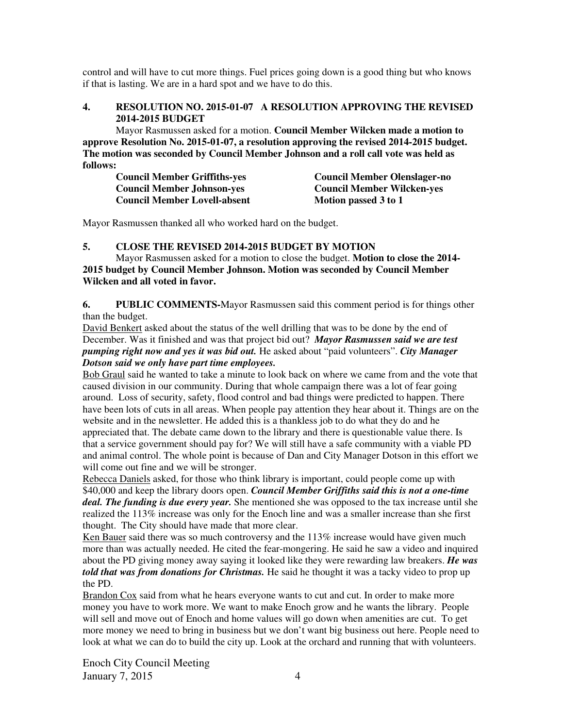control and will have to cut more things. Fuel prices going down is a good thing but who knows if that is lasting. We are in a hard spot and we have to do this.

**4. RESOLUTION NO. 2015-01-07 A RESOLUTION APPROVING THE REVISED 2014-2015 BUDGET**

Mayor Rasmussen asked for a motion. **Council Member Wilcken made a motion to approve Resolution No. 2015-01-07, a resolution approving the revised 2014-2015 budget. The motion was seconded by Council Member Johnson and a roll call vote was held as follows:**

**Council Member Griffiths-yes**
**Council Member Olenslager-no**
**Council Member Johnson-yes**
**Council Member Wilcken-yes**
**Council Member Lovell-absent**
**Motion passed 3 to 1**

Mayor Rasmussen thanked all who worked hard on the budget.

**5. CLOSE THE REVISED 2014-2015 BUDGET BY MOTION**

Mayor Rasmussen asked for a motion to close the budget. **Motion to close the 2014-2015 budget by Council Member Johnson. Motion was seconded by Council Member Wilcken and all voted in favor.**

**6. PUBLIC COMMENTS-**Mayor Rasmussen said this comment period is for things other than the budget.

David Benkert asked about the status of the well drilling that was to be done by the end of December. Was it finished and was that project bid out? ***Mayor Rasmussen said we are test pumping right now and yes it was bid out.*** He asked about "paid volunteers". ***City Manager Dotson said we only have part time employees.***

Bob Graul said he wanted to take a minute to look back on where we came from and the vote that caused division in our community. During that whole campaign there was a lot of fear going around. Loss of security, safety, flood control and bad things were predicted to happen. There have been lots of cuts in all areas. When people pay attention they hear about it. Things are on the website and in the newsletter. He added this is a thankless job to do what they do and he appreciated that. The debate came down to the library and there is questionable value there. Is that a service government should pay for? We will still have a safe community with a viable PD and animal control. The whole point is because of Dan and City Manager Dotson in this effort we will come out fine and we will be stronger.

Rebecca Daniels asked, for those who think library is important, could people come up with $40,000 and keep the library doors open. ***Council Member Griffiths said this is not a one-time deal. The funding is due every year.*** She mentioned she was opposed to the tax increase until she realized the 113% increase was only for the Enoch line and was a smaller increase than she first thought. The City should have made that more clear.

Ken Bauer said there was so much controversy and the 113% increase would have given much more than was actually needed. He cited the fear-mongering. He said he saw a video and inquired about the PD giving money away saying it looked like they were rewarding law breakers. ***He was told that was from donations for Christmas.*** He said he thought it was a tacky video to prop up the PD.

Brandon Cox said from what he hears everyone wants to cut and cut. In order to make more money you have to work more. We want to make Enoch grow and he wants the library. People will sell and move out of Enoch and home values will go down when amenities are cut. To get more money we need to bring in business but we don't want big business out here. People need to look at what we can do to build the city up. Look at the orchard and running that with volunteers.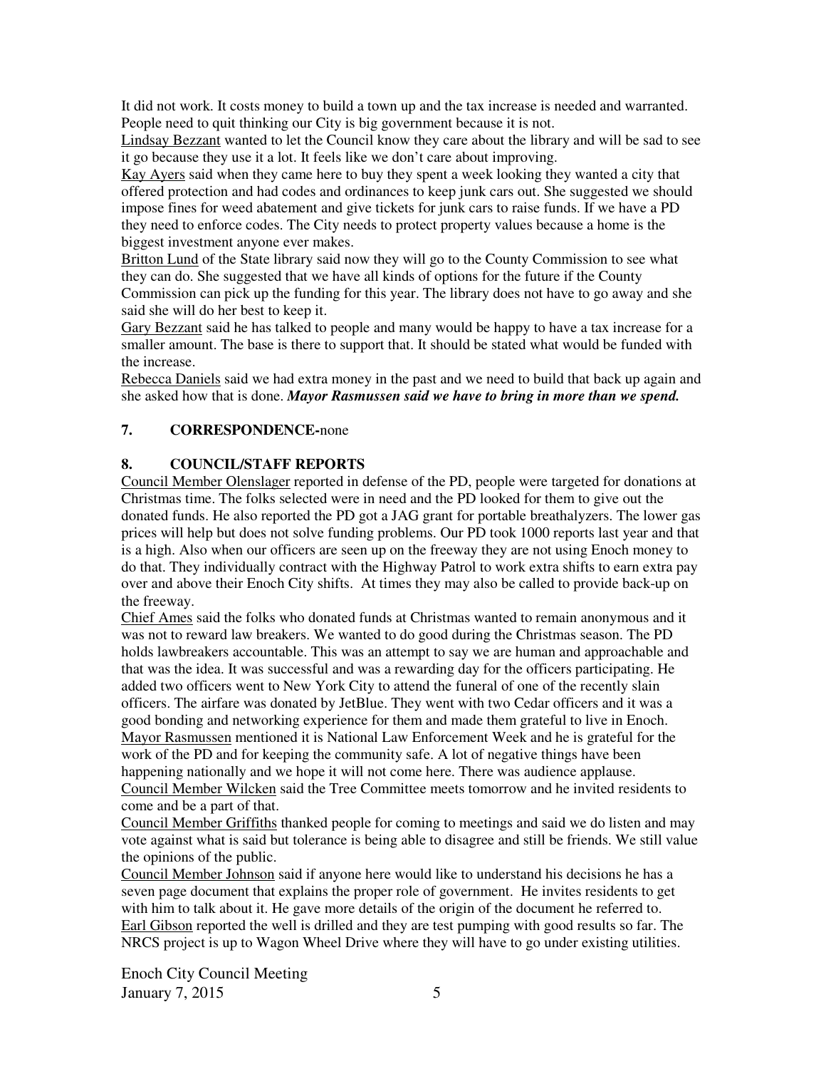It did not work. It costs money to build a town up and the tax increase is needed and warranted. People need to quit thinking our City is big government because it is not.

Lindsay Bezzant wanted to let the Council know they care about the library and will be sad to see it go because they use it a lot. It feels like we don't care about improving.

Kay Ayers said when they came here to buy they spent a week looking they wanted a city that offered protection and had codes and ordinances to keep junk cars out. She suggested we should impose fines for weed abatement and give tickets for junk cars to raise funds. If we have a PD they need to enforce codes. The City needs to protect property values because a home is the biggest investment anyone ever makes.

Britton Lund of the State library said now they will go to the County Commission to see what they can do. She suggested that we have all kinds of options for the future if the County Commission can pick up the funding for this year. The library does not have to go away and she said she will do her best to keep it.

Gary Bezzant said he has talked to people and many would be happy to have a tax increase for a smaller amount. The base is there to support that. It should be stated what would be funded with the increase.

Rebecca Daniels said we had extra money in the past and we need to build that back up again and she asked how that is done. ***Mayor Rasmussen said we have to bring in more than we spend.***

**7. CORRESPONDENCE-**none

**8. COUNCIL/STAFF REPORTS**

Council Member Olenslager reported in defense of the PD, people were targeted for donations at Christmas time. The folks selected were in need and the PD looked for them to give out the donated funds. He also reported the PD got a JAG grant for portable breathalyzers. The lower gas prices will help but does not solve funding problems. Our PD took 1000 reports last year and that is a high. Also when our officers are seen up on the freeway they are not using Enoch money to do that. They individually contract with the Highway Patrol to work extra shifts to earn extra pay over and above their Enoch City shifts. At times they may also be called to provide back-up on the freeway.

Chief Ames said the folks who donated funds at Christmas wanted to remain anonymous and it was not to reward law breakers. We wanted to do good during the Christmas season. The PD holds lawbreakers accountable. This was an attempt to say we are human and approachable and that was the idea. It was successful and was a rewarding day for the officers participating. He added two officers went to New York City to attend the funeral of one of the recently slain officers. The airfare was donated by JetBlue. They went with two Cedar officers and it was a good bonding and networking experience for them and made them grateful to live in Enoch.

Mayor Rasmussen mentioned it is National Law Enforcement Week and he is grateful for the work of the PD and for keeping the community safe. A lot of negative things have been happening nationally and we hope it will not come here. There was audience applause.

Council Member Wilcken said the Tree Committee meets tomorrow and he invited residents to come and be a part of that.

Council Member Griffiths thanked people for coming to meetings and said we do listen and may vote against what is said but tolerance is being able to disagree and still be friends. We still value the opinions of the public.

Council Member Johnson said if anyone here would like to understand his decisions he has a seven page document that explains the proper role of government. He invites residents to get with him to talk about it. He gave more details of the origin of the document he referred to.

Earl Gibson reported the well is drilled and they are test pumping with good results so far. The NRCS project is up to Wagon Wheel Drive where they will have to go under existing utilities.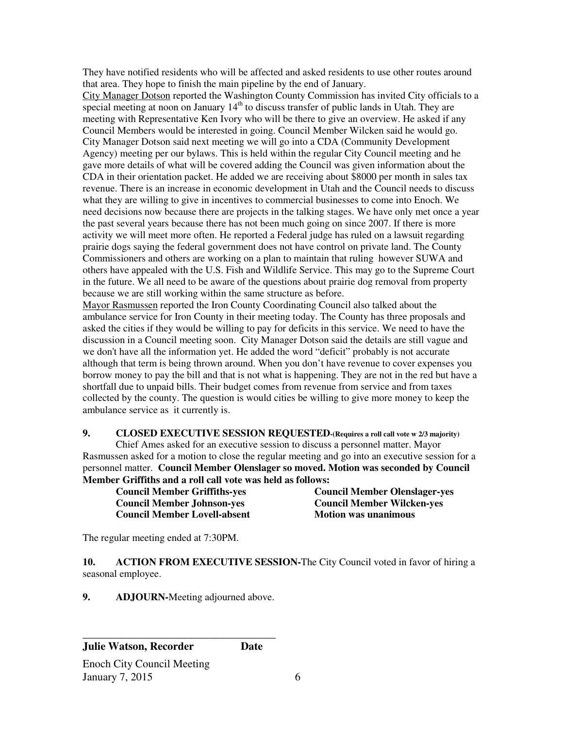They have notified residents who will be affected and asked residents to use other routes around that area. They hope to finish the main pipeline by the end of January.

City Manager Dotson reported the Washington County Commission has invited City officials to a special meeting at noon on January 14th to discuss transfer of public lands in Utah. They are meeting with Representative Ken Ivory who will be there to give an overview. He asked if any Council Members would be interested in going. Council Member Wilcken said he would go. City Manager Dotson said next meeting we will go into a CDA (Community Development Agency) meeting per our bylaws. This is held within the regular City Council meeting and he gave more details of what will be covered adding the Council was given information about the CDA in their orientation packet. He added we are receiving about $8000 per month in sales tax revenue. There is an increase in economic development in Utah and the Council needs to discuss what they are willing to give in incentives to commercial businesses to come into Enoch. We need decisions now because there are projects in the talking stages. We have only met once a year the past several years because there has not been much going on since 2007. If there is more activity we will meet more often. He reported a Federal judge has ruled on a lawsuit regarding prairie dogs saying the federal government does not have control on private land. The County Commissioners and others are working on a plan to maintain that ruling however SUWA and others have appealed with the U.S. Fish and Wildlife Service. This may go to the Supreme Court in the future. We all need to be aware of the questions about prairie dog removal from property because we are still working within the same structure as before.

Mayor Rasmussen reported the Iron County Coordinating Council also talked about the ambulance service for Iron County in their meeting today. The County has three proposals and asked the cities if they would be willing to pay for deficits in this service. We need to have the discussion in a Council meeting soon. City Manager Dotson said the details are still vague and we don't have all the information yet. He added the word "deficit" probably is not accurate although that term is being thrown around. When you don't have revenue to cover expenses you borrow money to pay the bill and that is not what is happening. They are not in the red but have a shortfall due to unpaid bills. Their budget comes from revenue from service and from taxes collected by the county. The question is would cities be willing to give more money to keep the ambulance service as it currently is.

**9. CLOSED EXECUTIVE SESSION REQUESTED-(Requires a roll call vote w 2/3 majority)**

Chief Ames asked for an executive session to discuss a personnel matter. Mayor Rasmussen asked for a motion to close the regular meeting and go into an executive session for a personnel matter. **Council Member Olenslager so moved. Motion was seconded by Council Member Griffiths and a roll call vote was held as follows:**

**Council Member Griffiths-yes**
**Council Member Olenslager-yes**
**Council Member Johnson-yes**
**Council Member Wilcken-yes**
**Council Member Lovell-absent**
**Motion was unanimous**

The regular meeting ended at 7:30PM.

**10. ACTION FROM EXECUTIVE SESSION-**The City Council voted in favor of hiring a seasonal employee.

**9. ADJOURN-**Meeting adjourned above.

_____________________________________

**Julie Watson, Recorder Date**

Enoch City Council Meeting
January 7, 2015